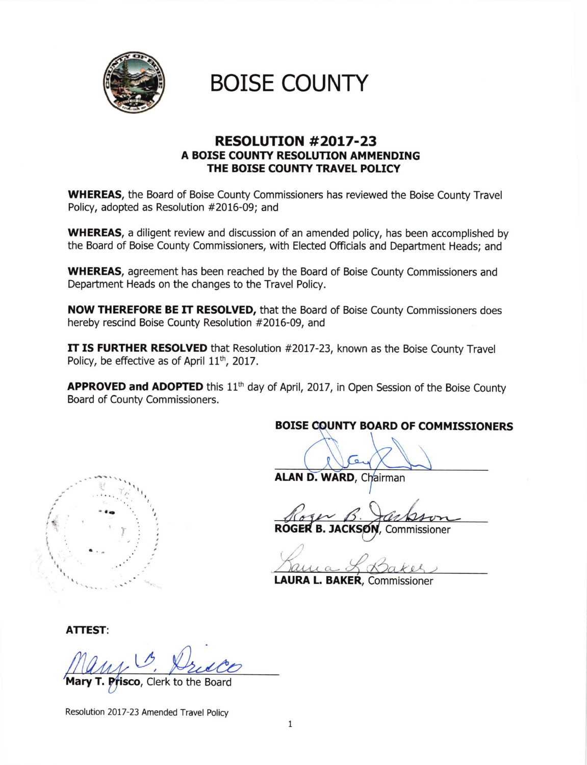# BOISE COUNTY

## RESOLUTION #2017-23
### A BOISE COUNTY RESOLUTION AMMENDING THE BOISE COUNTY TRAVEL POLICY

**WHEREAS,** the Board of Boise County Commissioners has reviewed the Boise County Travel Policy, adopted as Resolution #2016-09; and

**WHEREAS,** a diligent review and discussion of an amended policy, has been accomplished by the Board of Boise County Commissioners, with Elected Officials and Department Heads; and

**WHEREAS,** agreement has been reached by the Board of Boise County Commissioners and Department Heads on the changes to the Travel Policy.

**NOW THEREFORE BE IT RESOLVED,** that the Board of Boise County Commissioners does hereby rescind Boise County Resolution #2016-09, and

**IT IS FURTHER RESOLVED** that Resolution #2017-23, known as the Boise County Travel Policy, be effective as of April 11th, 2017.

**APPROVED and ADOPTED** this 11th day of April, 2017, in Open Session of the Boise County Board of County Commissioners.

**BOISE COUNTY BOARD OF COMMISSIONERS**

**ALAN D. WARD**, Chairman

**ROGER B. JACKSON**, Commissioner

**LAURA L. BAKER**, Commissioner

**ATTEST**:

**Mary T. Prisco**, Clerk to the Board

Resolution 2017-23 Amended Travel Policy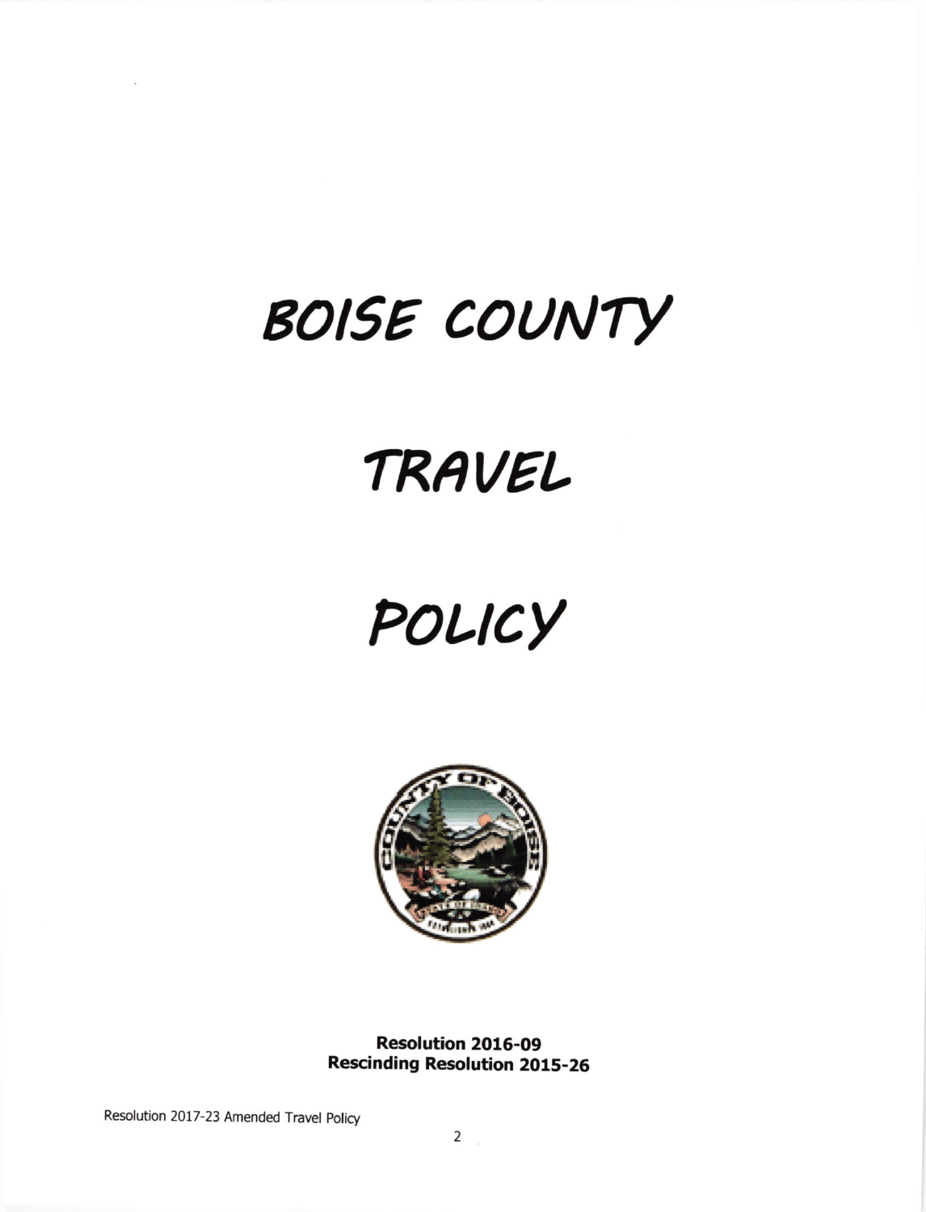# BOISE COUNTY

# TRAVEL

# POLICY

**Resolution 2016-09**
**Rescinding Resolution 2015-26**

Resolution 2017-23 Amended Travel Policy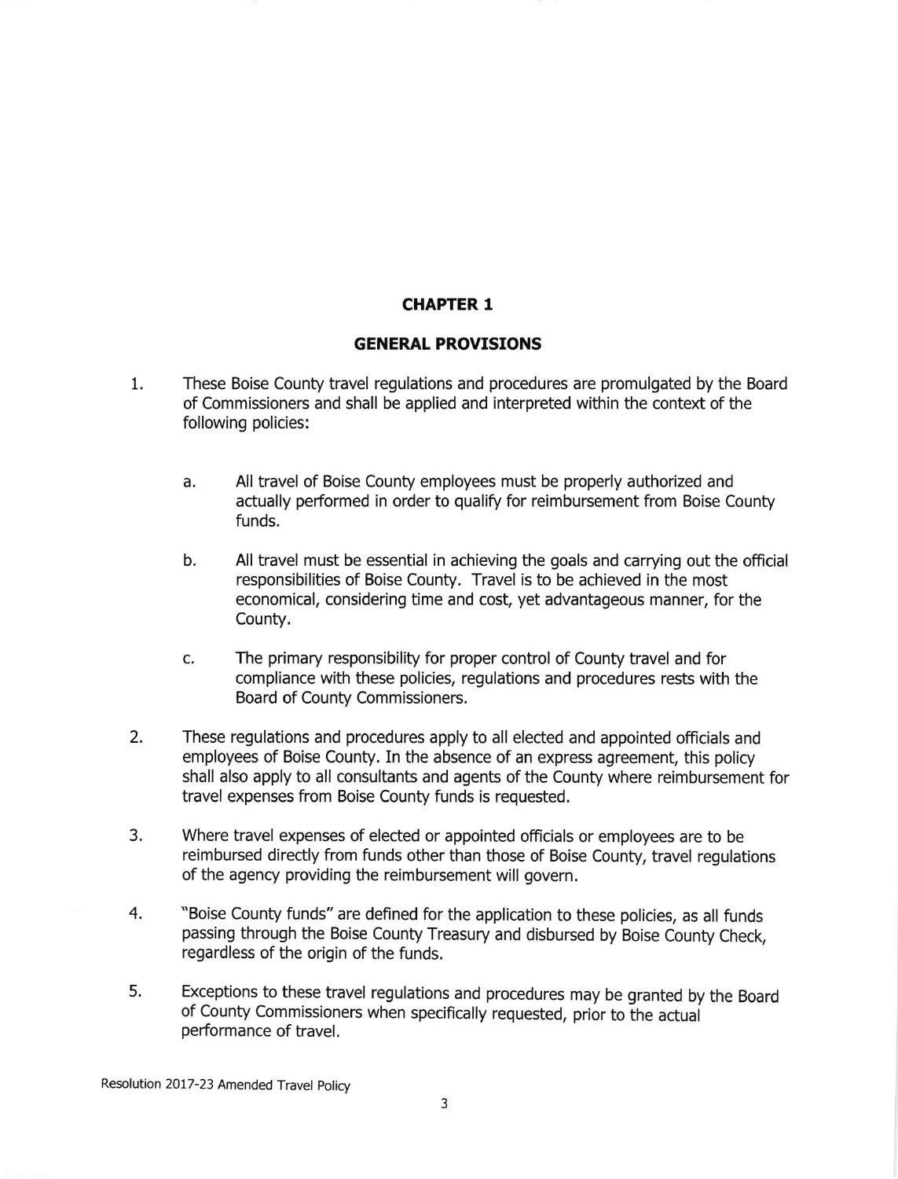# CHAPTER 1

## GENERAL PROVISIONS

1. These Boise County travel regulations and procedures are promulgated by the Board of Commissioners and shall be applied and interpreted within the context of the following policies:

   a. All travel of Boise County employees must be properly authorized and actually performed in order to qualify for reimbursement from Boise County funds.

   b. All travel must be essential in achieving the goals and carrying out the official responsibilities of Boise County. Travel is to be achieved in the most economical, considering time and cost, yet advantageous manner, for the County.

   c. The primary responsibility for proper control of County travel and for compliance with these policies, regulations and procedures rests with the Board of County Commissioners.

2. These regulations and procedures apply to all elected and appointed officials and employees of Boise County. In the absence of an express agreement, this policy shall also apply to all consultants and agents of the County where reimbursement for travel expenses from Boise County funds is requested.

3. Where travel expenses of elected or appointed officials or employees are to be reimbursed directly from funds other than those of Boise County, travel regulations of the agency providing the reimbursement will govern.

4. "Boise County funds" are defined for the application to these policies, as all funds passing through the Boise County Treasury and disbursed by Boise County Check, regardless of the origin of the funds.

5. Exceptions to these travel regulations and procedures may be granted by the Board of County Commissioners when specifically requested, prior to the actual performance of travel.

Resolution 2017-23 Amended Travel Policy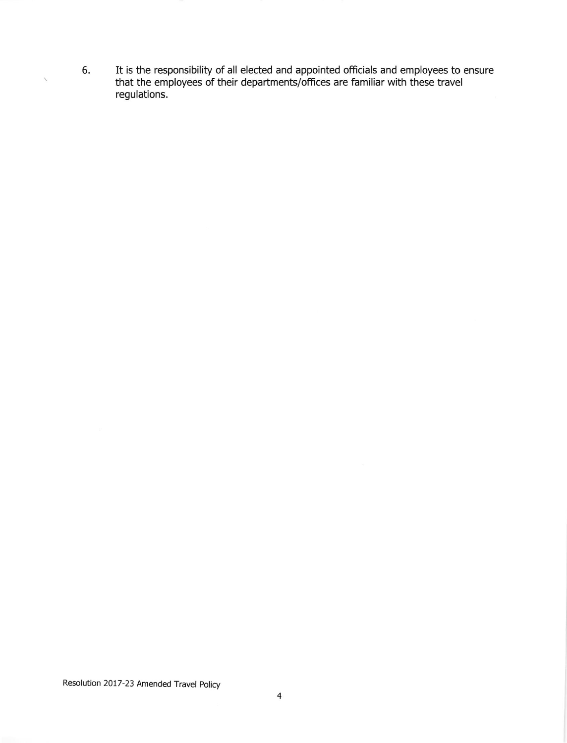6. It is the responsibility of all elected and appointed officials and employees to ensure that the employees of their departments/offices are familiar with these travel regulations.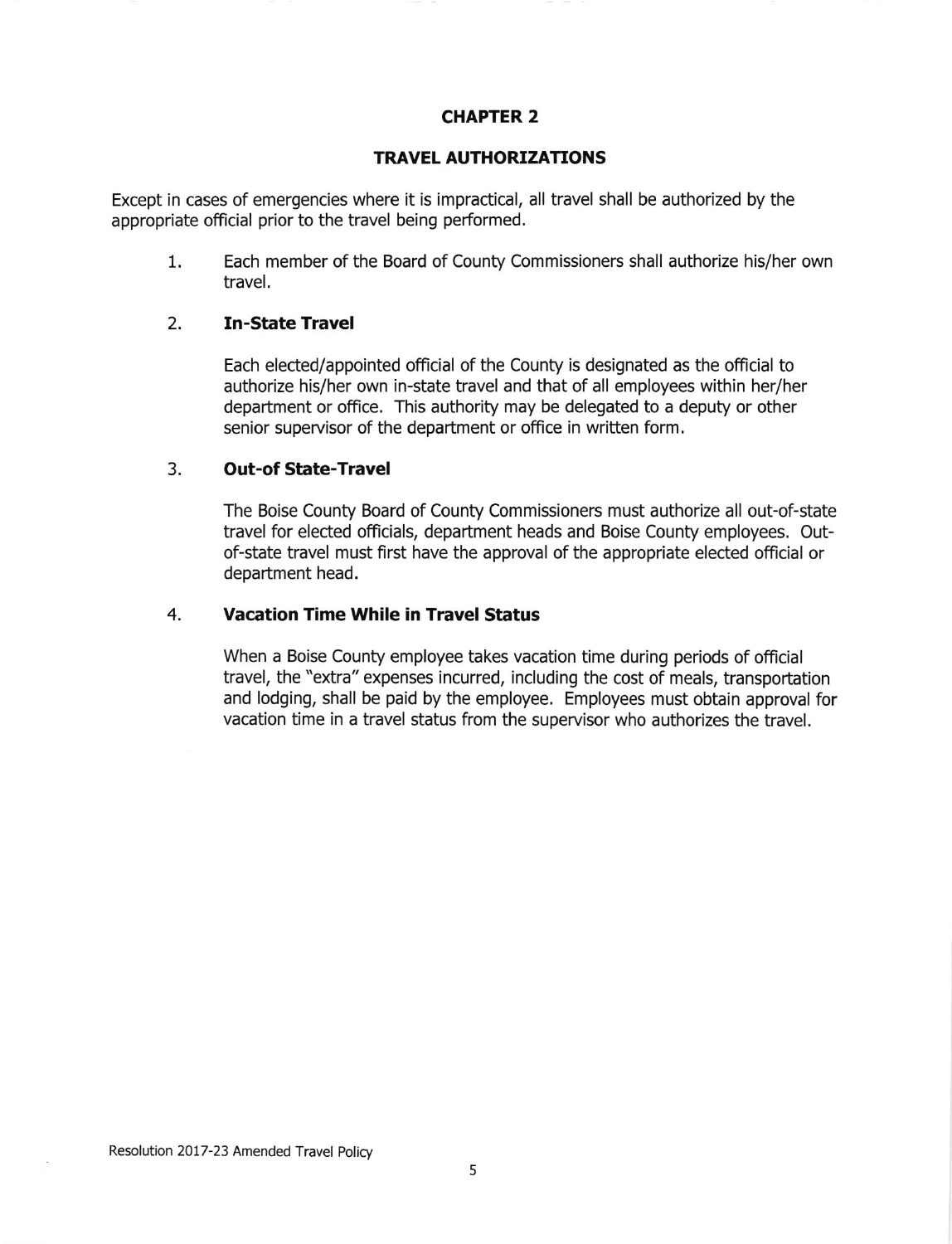# CHAPTER 2

## TRAVEL AUTHORIZATIONS

Except in cases of emergencies where it is impractical, all travel shall be authorized by the appropriate official prior to the travel being performed.

1. Each member of the Board of County Commissioners shall authorize his/her own travel.

2. **In-State Travel**

   Each elected/appointed official of the County is designated as the official to authorize his/her own in-state travel and that of all employees within her/her department or office. This authority may be delegated to a deputy or other senior supervisor of the department or office in written form.

3. **Out-of State-Travel**

   The Boise County Board of County Commissioners must authorize all out-of-state travel for elected officials, department heads and Boise County employees. Out-of-state travel must first have the approval of the appropriate elected official or department head.

4. **Vacation Time While in Travel Status**

   When a Boise County employee takes vacation time during periods of official travel, the "extra" expenses incurred, including the cost of meals, transportation and lodging, shall be paid by the employee. Employees must obtain approval for vacation time in a travel status from the supervisor who authorizes the travel.